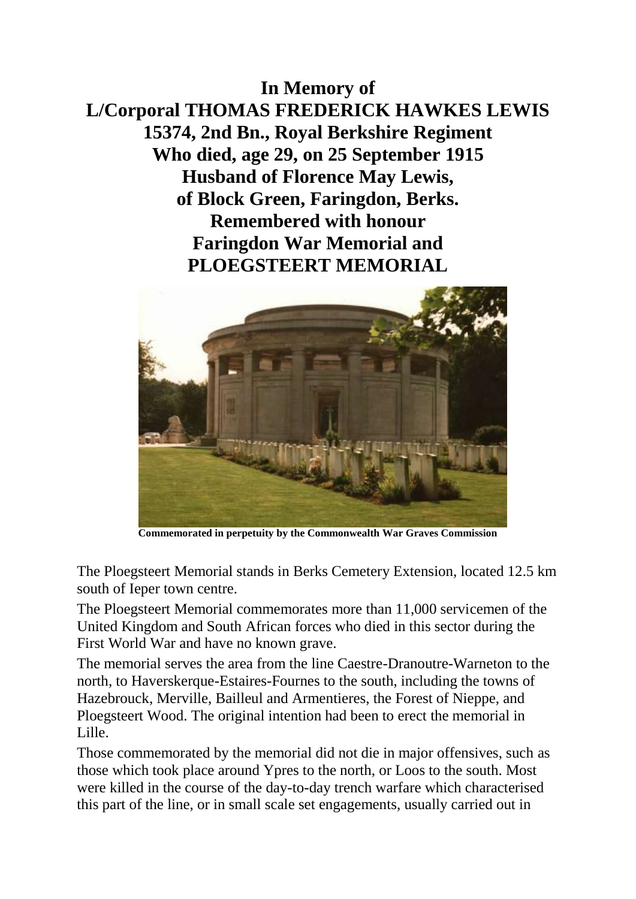# In Memory of
# L/Corporal THOMAS FREDERICK HAWKES LEWIS
## 15374, 2nd Bn., Royal Berkshire Regiment
## Who died, age 29, on 25 September 1915
## Husband of Florence May Lewis,
## of Block Green, Faringdon, Berks.
## Remembered with honour
## Faringdon War Memorial and
## PLOEGSTEERT MEMORIAL

**Commemorated in perpetuity by the Commonwealth War Graves Commission**

The Ploegsteert Memorial stands in Berks Cemetery Extension, located 12.5 km south of Ieper town centre.

The Ploegsteert Memorial commemorates more than 11,000 servicemen of the United Kingdom and South African forces who died in this sector during the First World War and have no known grave.

The memorial serves the area from the line Caestre-Dranoutre-Warneton to the north, to Haverskerque-Estaires-Fournes to the south, including the towns of Hazebrouck, Merville, Bailleul and Armentieres, the Forest of Nieppe, and Ploegsteert Wood. The original intention had been to erect the memorial in Lille.

Those commemorated by the memorial did not die in major offensives, such as those which took place around Ypres to the north, or Loos to the south. Most were killed in the course of the day-to-day trench warfare which characterised this part of the line, or in small scale set engagements, usually carried out in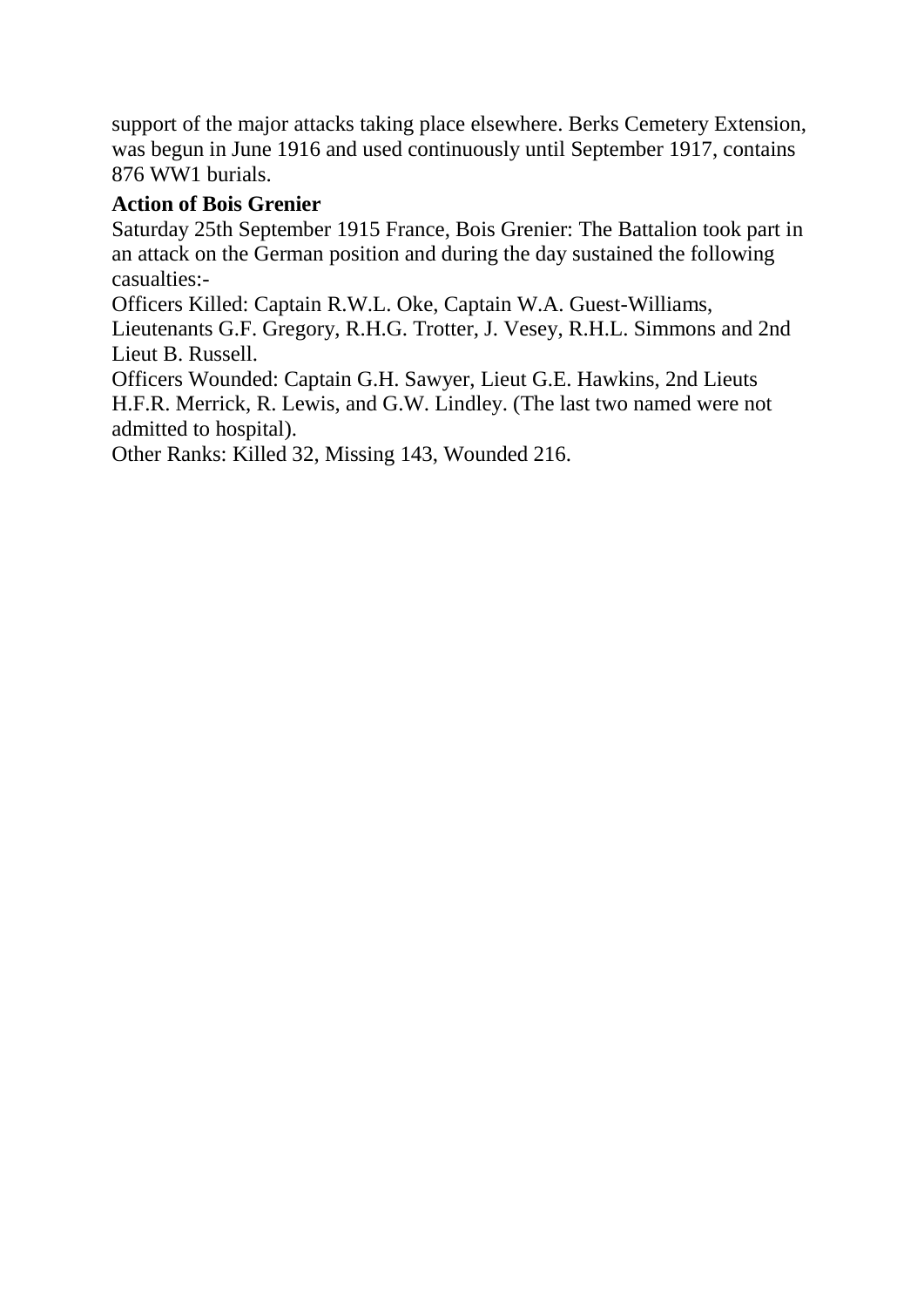support of the major attacks taking place elsewhere. Berks Cemetery Extension, was begun in June 1916 and used continuously until September 1917, contains 876 WW1 burials.

**Action of Bois Grenier**

Saturday 25th September 1915 France, Bois Grenier: The Battalion took part in an attack on the German position and during the day sustained the following casualties:-

Officers Killed: Captain R.W.L. Oke, Captain W.A. Guest-Williams, Lieutenants G.F. Gregory, R.H.G. Trotter, J. Vesey, R.H.L. Simmons and 2nd Lieut B. Russell.

Officers Wounded: Captain G.H. Sawyer, Lieut G.E. Hawkins, 2nd Lieuts H.F.R. Merrick, R. Lewis, and G.W. Lindley. (The last two named were not admitted to hospital).

Other Ranks: Killed 32, Missing 143, Wounded 216.